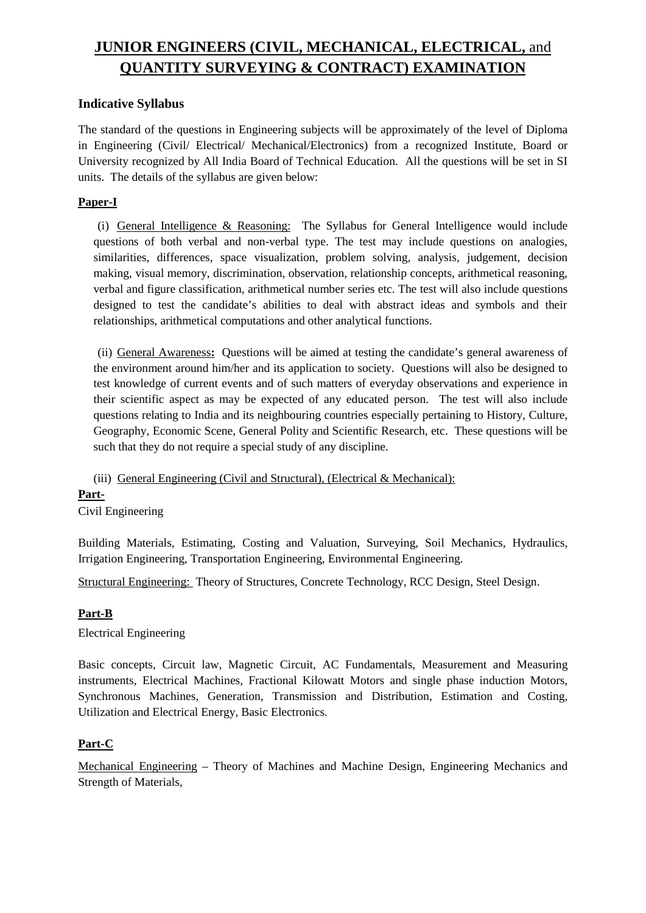# JUNIOR ENGINEERS (CIVIL, MECHANICAL, ELECTRICAL, and QUANTITY SURVEYING & CONTRACT) EXAMINATION

### Indicative Syllabus

The standard of the questions in Engineering subjects will be approximately of the level of Diploma in Engineering (Civil/ Electrical/ Mechanical/Electronics) from a recognized Institute, Board or University recognized by All India Board of Technical Education. All the questions will be set in SI units. The details of the syllabus are given below:

**Paper-I**

(i) General Intelligence & Reasoning: The Syllabus for General Intelligence would include questions of both verbal and non-verbal type. The test may include questions on analogies, similarities, differences, space visualization, problem solving, analysis, judgement, decision making, visual memory, discrimination, observation, relationship concepts, arithmetical reasoning, verbal and figure classification, arithmetical number series etc. The test will also include questions designed to test the candidate's abilities to deal with abstract ideas and symbols and their relationships, arithmetical computations and other analytical functions.

(ii) General Awareness**:** Questions will be aimed at testing the candidate's general awareness of the environment around him/her and its application to society. Questions will also be designed to test knowledge of current events and of such matters of everyday observations and experience in their scientific aspect as may be expected of any educated person. The test will also include questions relating to India and its neighbouring countries especially pertaining to History, Culture, Geography, Economic Scene, General Polity and Scientific Research, etc. These questions will be such that they do not require a special study of any discipline.

(iii) General Engineering (Civil and Structural), (Electrical & Mechanical):

**Part-**

Civil Engineering

Building Materials, Estimating, Costing and Valuation, Surveying, Soil Mechanics, Hydraulics, Irrigation Engineering, Transportation Engineering, Environmental Engineering.

Structural Engineering: Theory of Structures, Concrete Technology, RCC Design, Steel Design.

**Part-B**

Electrical Engineering

Basic concepts, Circuit law, Magnetic Circuit, AC Fundamentals, Measurement and Measuring instruments, Electrical Machines, Fractional Kilowatt Motors and single phase induction Motors, Synchronous Machines, Generation, Transmission and Distribution, Estimation and Costing, Utilization and Electrical Energy, Basic Electronics.

**Part-C**

Mechanical Engineering – Theory of Machines and Machine Design, Engineering Mechanics and Strength of Materials,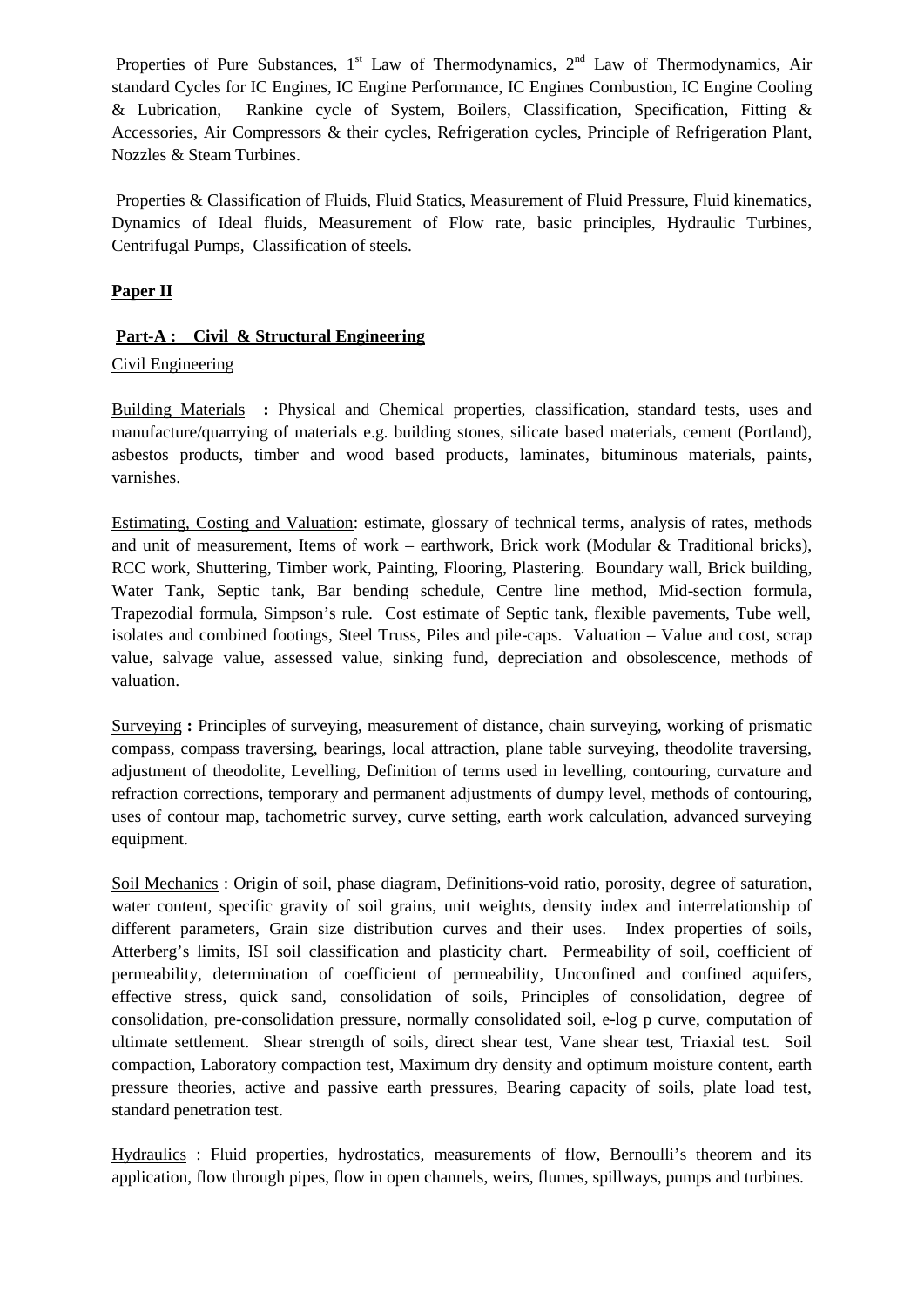Properties of Pure Substances, 1st Law of Thermodynamics, 2nd Law of Thermodynamics, Air standard Cycles for IC Engines, IC Engine Performance, IC Engines Combustion, IC Engine Cooling & Lubrication, Rankine cycle of System, Boilers, Classification, Specification, Fitting & Accessories, Air Compressors & their cycles, Refrigeration cycles, Principle of Refrigeration Plant, Nozzles & Steam Turbines.

Properties & Classification of Fluids, Fluid Statics, Measurement of Fluid Pressure, Fluid kinematics, Dynamics of Ideal fluids, Measurement of Flow rate, basic principles, Hydraulic Turbines, Centrifugal Pumps, Classification of steels.

## Paper II

### Part-A : Civil & Structural Engineering

Civil Engineering

Building Materials **:** Physical and Chemical properties, classification, standard tests, uses and manufacture/quarrying of materials e.g. building stones, silicate based materials, cement (Portland), asbestos products, timber and wood based products, laminates, bituminous materials, paints, varnishes.

Estimating, Costing and Valuation: estimate, glossary of technical terms, analysis of rates, methods and unit of measurement, Items of work – earthwork, Brick work (Modular & Traditional bricks), RCC work, Shuttering, Timber work, Painting, Flooring, Plastering. Boundary wall, Brick building, Water Tank, Septic tank, Bar bending schedule, Centre line method, Mid-section formula, Trapezodial formula, Simpson's rule. Cost estimate of Septic tank, flexible pavements, Tube well, isolates and combined footings, Steel Truss, Piles and pile-caps. Valuation – Value and cost, scrap value, salvage value, assessed value, sinking fund, depreciation and obsolescence, methods of valuation.

Surveying **:** Principles of surveying, measurement of distance, chain surveying, working of prismatic compass, compass traversing, bearings, local attraction, plane table surveying, theodolite traversing, adjustment of theodolite, Levelling, Definition of terms used in levelling, contouring, curvature and refraction corrections, temporary and permanent adjustments of dumpy level, methods of contouring, uses of contour map, tachometric survey, curve setting, earth work calculation, advanced surveying equipment.

Soil Mechanics : Origin of soil, phase diagram, Definitions-void ratio, porosity, degree of saturation, water content, specific gravity of soil grains, unit weights, density index and interrelationship of different parameters, Grain size distribution curves and their uses. Index properties of soils, Atterberg's limits, ISI soil classification and plasticity chart. Permeability of soil, coefficient of permeability, determination of coefficient of permeability, Unconfined and confined aquifers, effective stress, quick sand, consolidation of soils, Principles of consolidation, degree of consolidation, pre-consolidation pressure, normally consolidated soil, e-log p curve, computation of ultimate settlement. Shear strength of soils, direct shear test, Vane shear test, Triaxial test. Soil compaction, Laboratory compaction test, Maximum dry density and optimum moisture content, earth pressure theories, active and passive earth pressures, Bearing capacity of soils, plate load test, standard penetration test.

Hydraulics : Fluid properties, hydrostatics, measurements of flow, Bernoulli's theorem and its application, flow through pipes, flow in open channels, weirs, flumes, spillways, pumps and turbines.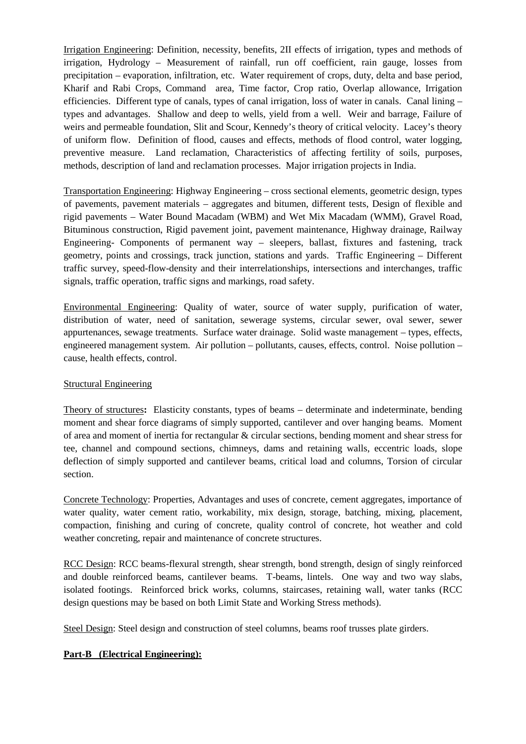Irrigation Engineering: Definition, necessity, benefits, 2II effects of irrigation, types and methods of irrigation, Hydrology – Measurement of rainfall, run off coefficient, rain gauge, losses from precipitation – evaporation, infiltration, etc. Water requirement of crops, duty, delta and base period, Kharif and Rabi Crops, Command area, Time factor, Crop ratio, Overlap allowance, Irrigation efficiencies. Different type of canals, types of canal irrigation, loss of water in canals. Canal lining – types and advantages. Shallow and deep to wells, yield from a well. Weir and barrage, Failure of weirs and permeable foundation, Slit and Scour, Kennedy's theory of critical velocity. Lacey's theory of uniform flow. Definition of flood, causes and effects, methods of flood control, water logging, preventive measure. Land reclamation, Characteristics of affecting fertility of soils, purposes, methods, description of land and reclamation processes. Major irrigation projects in India.

Transportation Engineering: Highway Engineering – cross sectional elements, geometric design, types of pavements, pavement materials – aggregates and bitumen, different tests, Design of flexible and rigid pavements – Water Bound Macadam (WBM) and Wet Mix Macadam (WMM), Gravel Road, Bituminous construction, Rigid pavement joint, pavement maintenance, Highway drainage, Railway Engineering- Components of permanent way – sleepers, ballast, fixtures and fastening, track geometry, points and crossings, track junction, stations and yards. Traffic Engineering – Different traffic survey, speed-flow-density and their interrelationships, intersections and interchanges, traffic signals, traffic operation, traffic signs and markings, road safety.

Environmental Engineering: Quality of water, source of water supply, purification of water, distribution of water, need of sanitation, sewerage systems, circular sewer, oval sewer, sewer appurtenances, sewage treatments. Surface water drainage. Solid waste management – types, effects, engineered management system. Air pollution – pollutants, causes, effects, control. Noise pollution – cause, health effects, control.

Structural Engineering

Theory of structures**:** Elasticity constants, types of beams – determinate and indeterminate, bending moment and shear force diagrams of simply supported, cantilever and over hanging beams. Moment of area and moment of inertia for rectangular & circular sections, bending moment and shear stress for tee, channel and compound sections, chimneys, dams and retaining walls, eccentric loads, slope deflection of simply supported and cantilever beams, critical load and columns, Torsion of circular section.

Concrete Technology: Properties, Advantages and uses of concrete, cement aggregates, importance of water quality, water cement ratio, workability, mix design, storage, batching, mixing, placement, compaction, finishing and curing of concrete, quality control of concrete, hot weather and cold weather concreting, repair and maintenance of concrete structures.

RCC Design: RCC beams-flexural strength, shear strength, bond strength, design of singly reinforced and double reinforced beams, cantilever beams. T-beams, lintels. One way and two way slabs, isolated footings. Reinforced brick works, columns, staircases, retaining wall, water tanks (RCC design questions may be based on both Limit State and Working Stress methods).

Steel Design: Steel design and construction of steel columns, beams roof trusses plate girders.

**Part-B (Electrical Engineering):**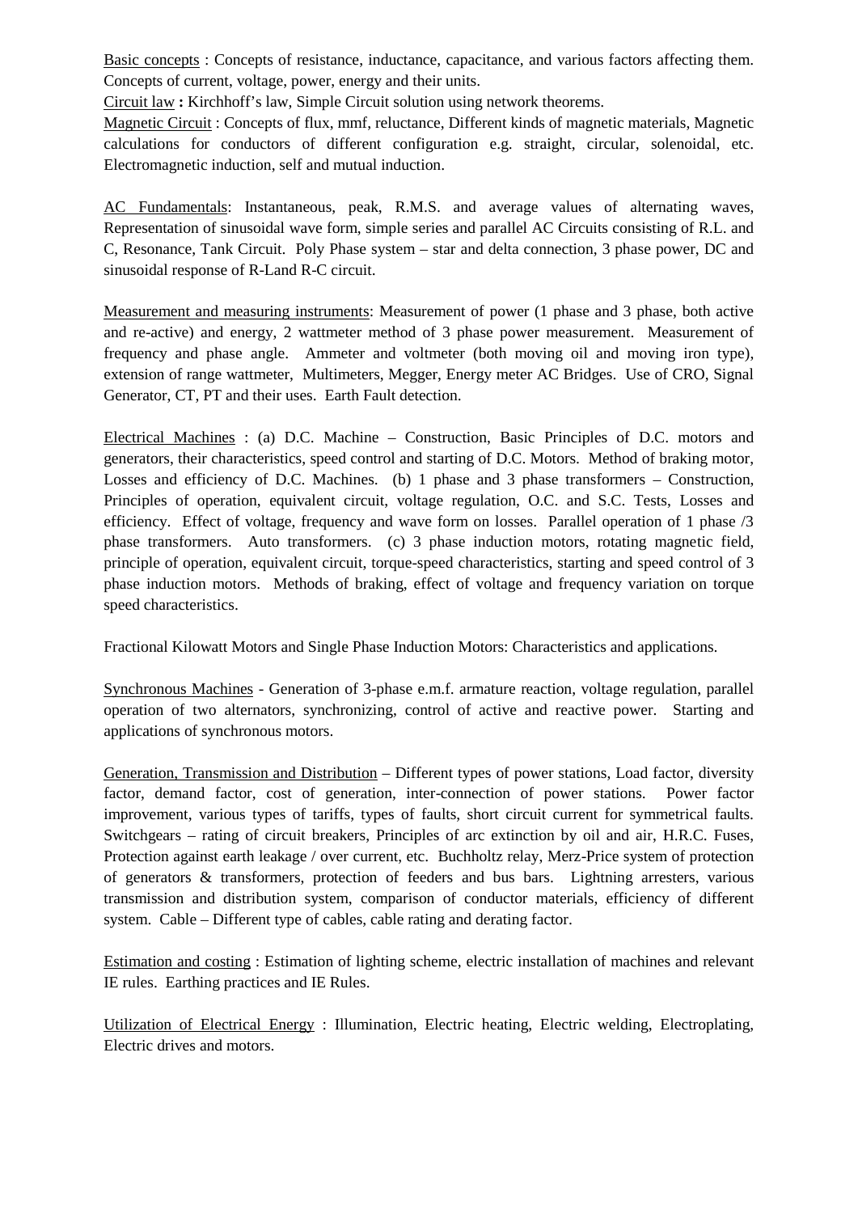<u>Basic concepts</u> : Concepts of resistance, inductance, capacitance, and various factors affecting them. Concepts of current, voltage, power, energy and their units.

<u>Circuit law</u> **:** Kirchhoff's law, Simple Circuit solution using network theorems.

<u>Magnetic Circuit</u> : Concepts of flux, mmf, reluctance, Different kinds of magnetic materials, Magnetic calculations for conductors of different configuration e.g. straight, circular, solenoidal, etc. Electromagnetic induction, self and mutual induction.

<u>AC Fundamentals</u>: Instantaneous, peak, R.M.S. and average values of alternating waves, Representation of sinusoidal wave form, simple series and parallel AC Circuits consisting of R.L. and C, Resonance, Tank Circuit. Poly Phase system – star and delta connection, 3 phase power, DC and sinusoidal response of R-Land R-C circuit.

<u>Measurement and measuring instruments</u>: Measurement of power (1 phase and 3 phase, both active and re-active) and energy, 2 wattmeter method of 3 phase power measurement. Measurement of frequency and phase angle. Ammeter and voltmeter (both moving oil and moving iron type), extension of range wattmeter, Multimeters, Megger, Energy meter AC Bridges. Use of CRO, Signal Generator, CT, PT and their uses. Earth Fault detection.

<u>Electrical Machines</u> : (a) D.C. Machine – Construction, Basic Principles of D.C. motors and generators, their characteristics, speed control and starting of D.C. Motors. Method of braking motor, Losses and efficiency of D.C. Machines. (b) 1 phase and 3 phase transformers – Construction, Principles of operation, equivalent circuit, voltage regulation, O.C. and S.C. Tests, Losses and efficiency. Effect of voltage, frequency and wave form on losses. Parallel operation of 1 phase /3 phase transformers. Auto transformers. (c) 3 phase induction motors, rotating magnetic field, principle of operation, equivalent circuit, torque-speed characteristics, starting and speed control of 3 phase induction motors. Methods of braking, effect of voltage and frequency variation on torque speed characteristics.

Fractional Kilowatt Motors and Single Phase Induction Motors: Characteristics and applications.

<u>Synchronous Machines</u> - Generation of 3-phase e.m.f. armature reaction, voltage regulation, parallel operation of two alternators, synchronizing, control of active and reactive power. Starting and applications of synchronous motors.

<u>Generation, Transmission and Distribution</u> – Different types of power stations, Load factor, diversity factor, demand factor, cost of generation, inter-connection of power stations. Power factor improvement, various types of tariffs, types of faults, short circuit current for symmetrical faults. Switchgears – rating of circuit breakers, Principles of arc extinction by oil and air, H.R.C. Fuses, Protection against earth leakage / over current, etc. Buchholtz relay, Merz-Price system of protection of generators & transformers, protection of feeders and bus bars. Lightning arresters, various transmission and distribution system, comparison of conductor materials, efficiency of different system. Cable – Different type of cables, cable rating and derating factor.

<u>Estimation and costing</u> : Estimation of lighting scheme, electric installation of machines and relevant IE rules. Earthing practices and IE Rules.

<u>Utilization of Electrical Energy</u> : Illumination, Electric heating, Electric welding, Electroplating, Electric drives and motors.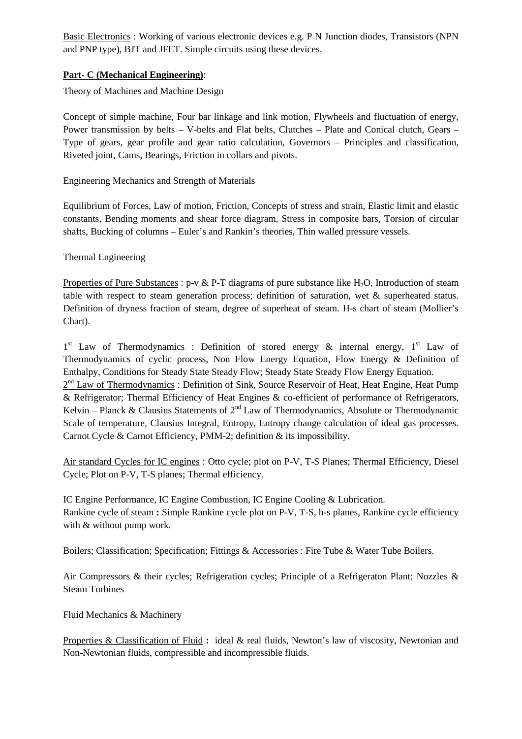Basic Electronics : Working of various electronic devices e.g. P N Junction diodes, Transistors (NPN and PNP type), BJT and JFET. Simple circuits using these devices.

**Part- C (Mechanical Engineering)**:

Theory of Machines and Machine Design

Concept of simple machine, Four bar linkage and link motion, Flywheels and fluctuation of energy, Power transmission by belts – V-belts and Flat belts, Clutches – Plate and Conical clutch, Gears – Type of gears, gear profile and gear ratio calculation, Governors – Principles and classification, Riveted joint, Cams, Bearings, Friction in collars and pivots.

Engineering Mechanics and Strength of Materials

Equilibrium of Forces, Law of motion, Friction, Concepts of stress and strain, Elastic limit and elastic constants, Bending moments and shear force diagram, Stress in composite bars, Torsion of circular shafts, Bucking of columns – Euler's and Rankin's theories, Thin walled pressure vessels.

Thermal Engineering

Properties of Pure Substances : p-v & P-T diagrams of pure substance like $H_2O$, Introduction of steam table with respect to steam generation process; definition of saturation, wet & superheated status. Definition of dryness fraction of steam, degree of superheat of steam. H-s chart of steam (Mollier's Chart).

1st Law of Thermodynamics : Definition of stored energy & internal energy, 1st Law of Thermodynamics of cyclic process, Non Flow Energy Equation, Flow Energy & Definition of Enthalpy, Conditions for Steady State Steady Flow; Steady State Steady Flow Energy Equation.

2nd Law of Thermodynamics : Definition of Sink, Source Reservoir of Heat, Heat Engine, Heat Pump & Refrigerator; Thermal Efficiency of Heat Engines & co-efficient of performance of Refrigerators, Kelvin – Planck & Clausius Statements of 2nd Law of Thermodynamics, Absolute or Thermodynamic Scale of temperature, Clausius Integral, Entropy, Entropy change calculation of ideal gas processes. Carnot Cycle & Carnot Efficiency, PMM-2; definition & its impossibility.

Air standard Cycles for IC engines : Otto cycle; plot on P-V, T-S Planes; Thermal Efficiency, Diesel Cycle; Plot on P-V, T-S planes; Thermal efficiency.

IC Engine Performance, IC Engine Combustion, IC Engine Cooling & Lubrication.

Rankine cycle of steam **:** Simple Rankine cycle plot on P-V, T-S, h-s planes, Rankine cycle efficiency with & without pump work.

Boilers; Classification; Specification; Fittings & Accessories : Fire Tube & Water Tube Boilers.

Air Compressors & their cycles; Refrigeration cycles; Principle of a Refrigeraton Plant; Nozzles & Steam Turbines

Fluid Mechanics & Machinery

Properties & Classification of Fluid **:** ideal & real fluids, Newton's law of viscosity, Newtonian and Non-Newtonian fluids, compressible and incompressible fluids.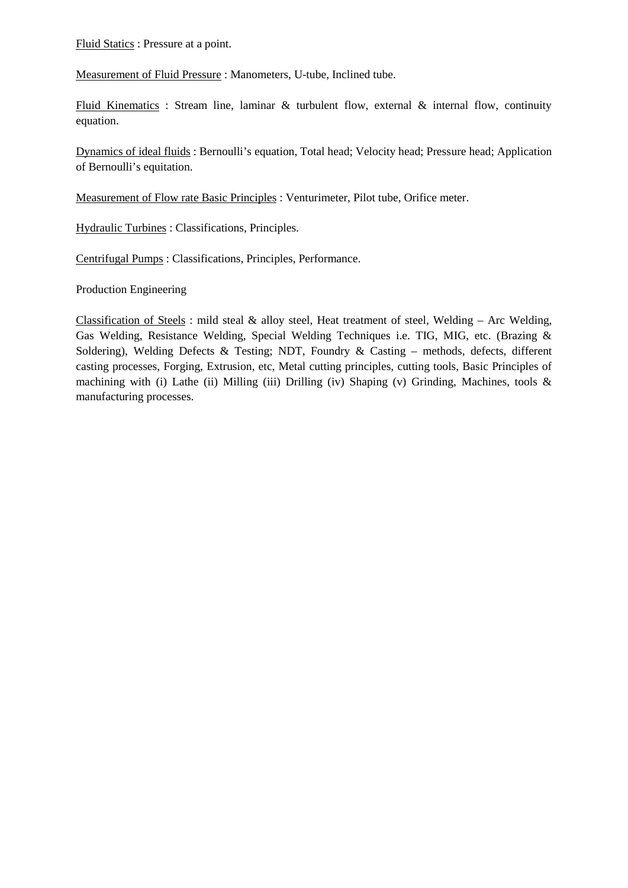<u>Fluid Statics</u> : Pressure at a point.

<u>Measurement of Fluid Pressure</u> : Manometers, U-tube, Inclined tube.

<u>Fluid Kinematics</u> : Stream line, laminar & turbulent flow, external & internal flow, continuity equation.

<u>Dynamics of ideal fluids</u> : Bernoulli's equation, Total head; Velocity head; Pressure head; Application of Bernoulli's equitation.

<u>Measurement of Flow rate Basic Principles</u> : Venturimeter, Pilot tube, Orifice meter.

<u>Hydraulic Turbines</u> : Classifications, Principles.

<u>Centrifugal Pumps</u> : Classifications, Principles, Performance.

Production Engineering

<u>Classification of Steels</u> : mild steal & alloy steel, Heat treatment of steel, Welding – Arc Welding, Gas Welding, Resistance Welding, Special Welding Techniques i.e. TIG, MIG, etc. (Brazing & Soldering), Welding Defects & Testing; NDT, Foundry & Casting – methods, defects, different casting processes, Forging, Extrusion, etc, Metal cutting principles, cutting tools, Basic Principles of machining with (i) Lathe (ii) Milling (iii) Drilling (iv) Shaping (v) Grinding, Machines, tools & manufacturing processes.